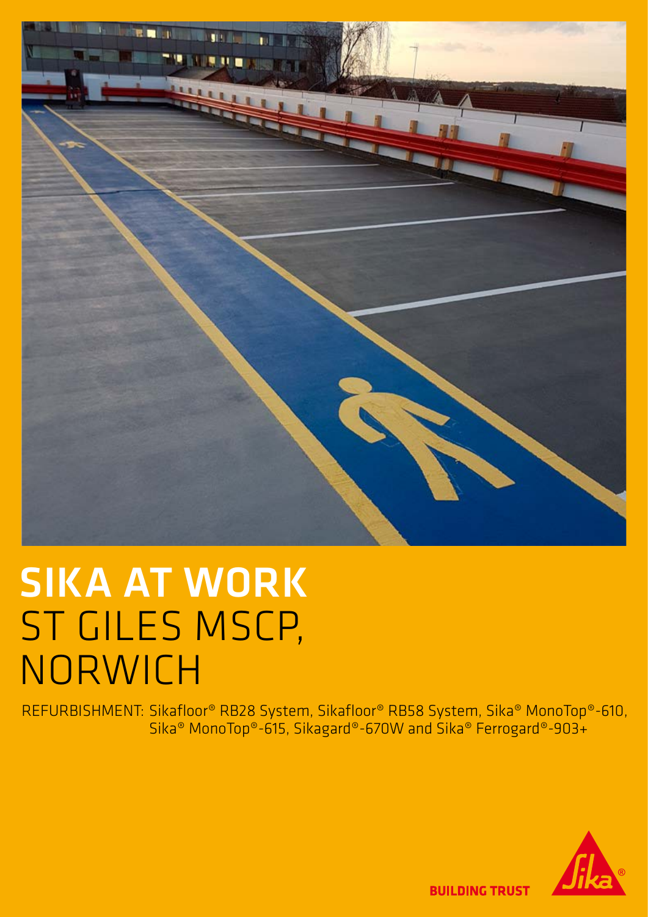# SIKA AT WORK
# ST GILES MSCP, NORWICH

REFURBISHMENT: Sikafloor® RB28 System, Sikafloor® RB58 System, Sika® MonoTop®-610, Sika® MonoTop®-615, Sikagard®-670W and Sika® Ferrogard®-903+

BUILDING TRUST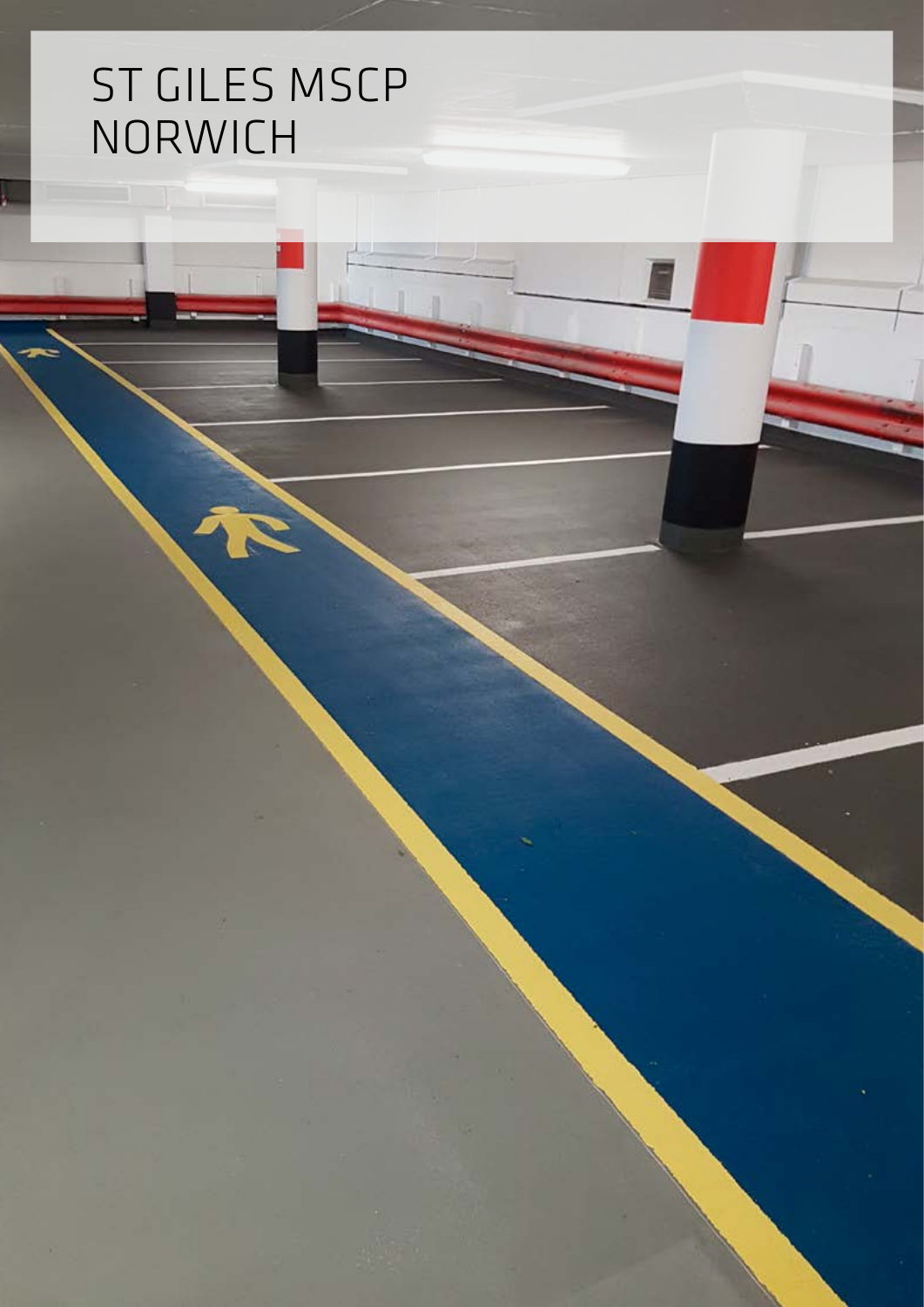# ST GILES MSCP
# NORWICH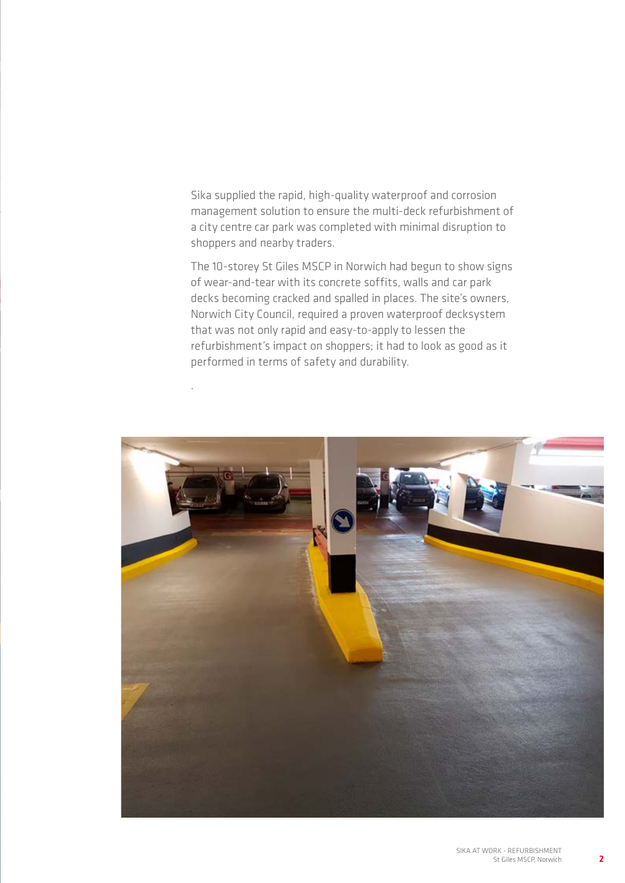Sika supplied the rapid, high-quality waterproof and corrosion management solution to ensure the multi-deck refurbishment of a city centre car park was completed with minimal disruption to shoppers and nearby traders.

The 10-storey St Giles MSCP in Norwich had begun to show signs of wear-and-tear with its concrete soffits, walls and car park decks becoming cracked and spalled in places. The site's owners, Norwich City Council, required a proven waterproof decksystem that was not only rapid and easy-to-apply to lessen the refurbishment's impact on shoppers; it had to look as good as it performed in terms of safety and durability.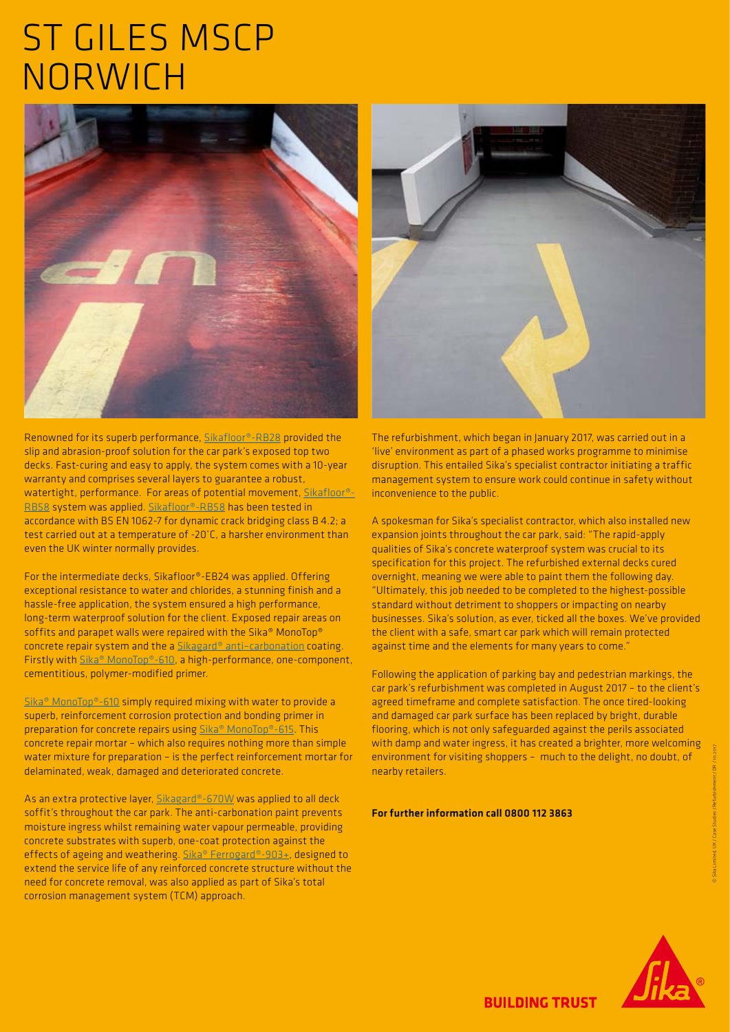# ST GILES MSCP NORWICH

Renowned for its superb performance, Sikafloor®-RB28 provided the slip and abrasion-proof solution for the car park's exposed top two decks. Fast-curing and easy to apply, the system comes with a 10-year warranty and comprises several layers to guarantee a robust, watertight, performance. For areas of potential movement, Sikafloor®-RB58 system was applied. Sikafloor®-RB58 has been tested in accordance with BS EN 1062-7 for dynamic crack bridging class B 4.2; a test carried out at a temperature of -20°C, a harsher environment than even the UK winter normally provides.

For the intermediate decks, Sikafloor®-EB24 was applied. Offering exceptional resistance to water and chlorides, a stunning finish and a hassle-free application, the system ensured a high performance, long-term waterproof solution for the client. Exposed repair areas on soffits and parapet walls were repaired with the Sika® MonoTop® concrete repair system and the a Sikagard® anti-carbonation coating. Firstly with Sika® MonoTop®-610, a high-performance, one-component, cementitious, polymer-modified primer.

Sika® MonoTop®-610 simply required mixing with water to provide a superb, reinforcement corrosion protection and bonding primer in preparation for concrete repairs using Sika® MonoTop®-615. This concrete repair mortar – which also requires nothing more than simple water mixture for preparation – is the perfect reinforcement mortar for delaminated, weak, damaged and deteriorated concrete.

As an extra protective layer, Sikagard®-670W was applied to all deck soffit's throughout the car park. The anti-carbonation paint prevents moisture ingress whilst remaining water vapour permeable, providing concrete substrates with superb, one-coat protection against the effects of ageing and weathering. Sika® Ferrogard®-903+, designed to extend the service life of any reinforced concrete structure without the need for concrete removal, was also applied as part of Sika's total corrosion management system (TCM) approach.

The refurbishment, which began in January 2017, was carried out in a 'live' environment as part of a phased works programme to minimise disruption. This entailed Sika's specialist contractor initiating a traffic management system to ensure work could continue in safety without inconvenience to the public.

A spokesman for Sika's specialist contractor, which also installed new expansion joints throughout the car park, said: "The rapid-apply qualities of Sika's concrete waterproof system was crucial to its specification for this project. The refurbished external decks cured overnight, meaning we were able to paint them the following day. "Ultimately, this job needed to be completed to the highest-possible standard without detriment to shoppers or impacting on nearby businesses. Sika's solution, as ever, ticked all the boxes. We've provided the client with a safe, smart car park which will remain protected against time and the elements for many years to come."

Following the application of parking bay and pedestrian markings, the car park's refurbishment was completed in August 2017 – to the client's agreed timeframe and complete satisfaction. The once tired-looking and damaged car park surface has been replaced by bright, durable flooring, which is not only safeguarded against the perils associated with damp and water ingress, it has created a brighter, more welcoming environment for visiting shoppers – much to the delight, no doubt, of nearby retailers.

**For further information call 0800 112 3863**

BUILDING TRUST